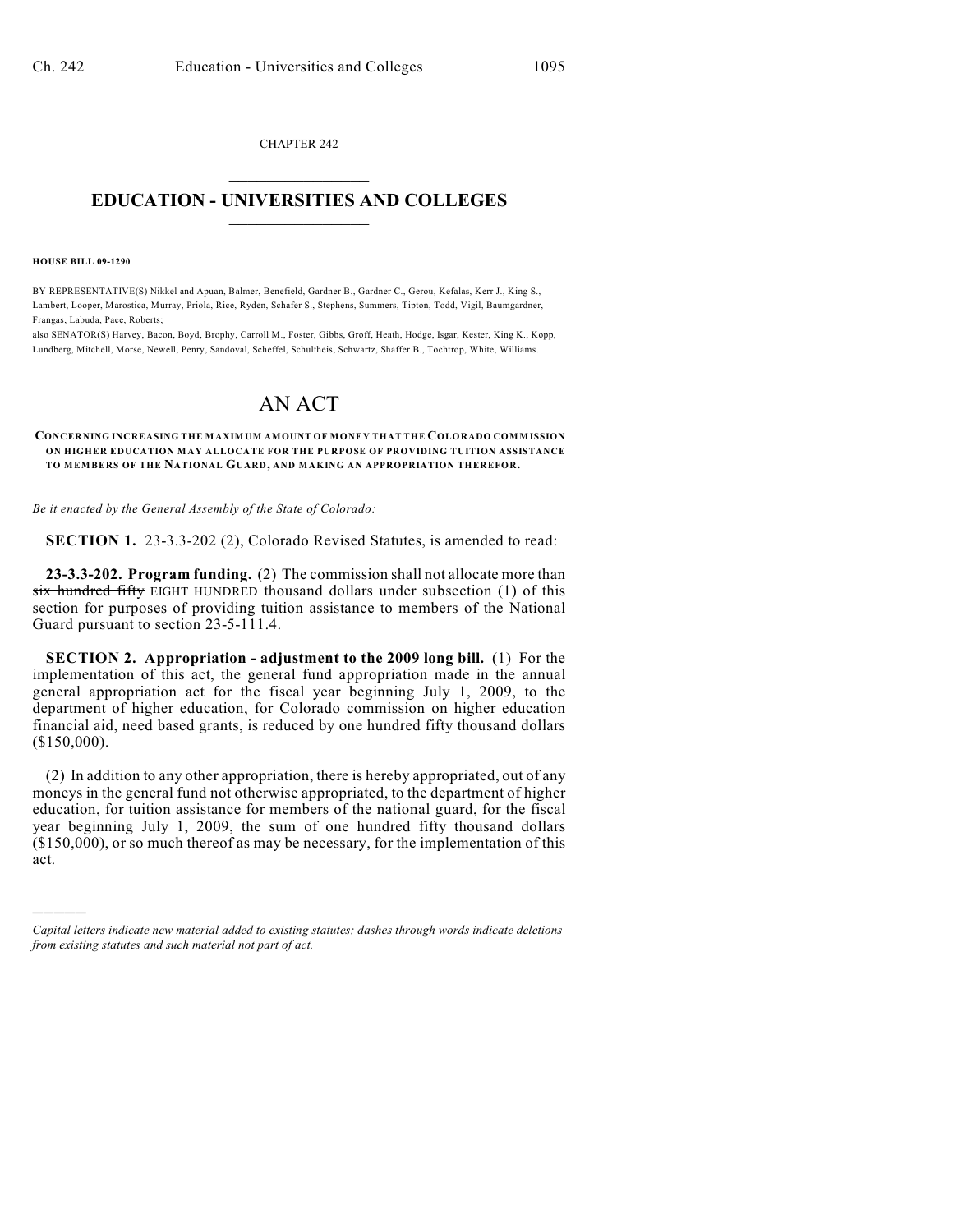CHAPTER 242

# EDUCATION - UNIVERSITIES AND COLLEGES

**HOUSE BILL 09-1290**

BY REPRESENTATIVE(S) Nikkel and Apuan, Balmer, Benefield, Gardner B., Gardner C., Gerou, Kefalas, Kerr J., King S., Lambert, Looper, Marostica, Murray, Priola, Rice, Ryden, Schafer S., Stephens, Summers, Tipton, Todd, Vigil, Baumgardner, Frangas, Labuda, Pace, Roberts;
also SENATOR(S) Harvey, Bacon, Boyd, Brophy, Carroll M., Foster, Gibbs, Groff, Heath, Hodge, Isgar, Kester, King K., Kopp, Lundberg, Mitchell, Morse, Newell, Penry, Sandoval, Scheffel, Schultheis, Schwartz, Shaffer B., Tochtrop, White, Williams.

# AN ACT

**CONCERNING INCREASING THE MAXIMUM AMOUNT OF MONEY THAT THE COLORADO COMMISSION ON HIGHER EDUCATION MAY ALLOCATE FOR THE PURPOSE OF PROVIDING TUITION ASSISTANCE TO MEMBERS OF THE NATIONAL GUARD, AND MAKING AN APPROPRIATION THEREFOR.**

*Be it enacted by the General Assembly of the State of Colorado:*

**SECTION 1.** 23-3.3-202 (2), Colorado Revised Statutes, is amended to read:

**23-3.3-202. Program funding.** (2) The commission shall not allocate more than ~~six hundred fifty~~ EIGHT HUNDRED thousand dollars under subsection (1) of this section for purposes of providing tuition assistance to members of the National Guard pursuant to section 23-5-111.4.

**SECTION 2. Appropriation - adjustment to the 2009 long bill.** (1) For the implementation of this act, the general fund appropriation made in the annual general appropriation act for the fiscal year beginning July 1, 2009, to the department of higher education, for Colorado commission on higher education financial aid, need based grants, is reduced by one hundred fifty thousand dollars ($150,000).

(2) In addition to any other appropriation, there is hereby appropriated, out of any moneys in the general fund not otherwise appropriated, to the department of higher education, for tuition assistance for members of the national guard, for the fiscal year beginning July 1, 2009, the sum of one hundred fifty thousand dollars ($150,000), or so much thereof as may be necessary, for the implementation of this act.

---

*Capital letters indicate new material added to existing statutes; dashes through words indicate deletions from existing statutes and such material not part of act.*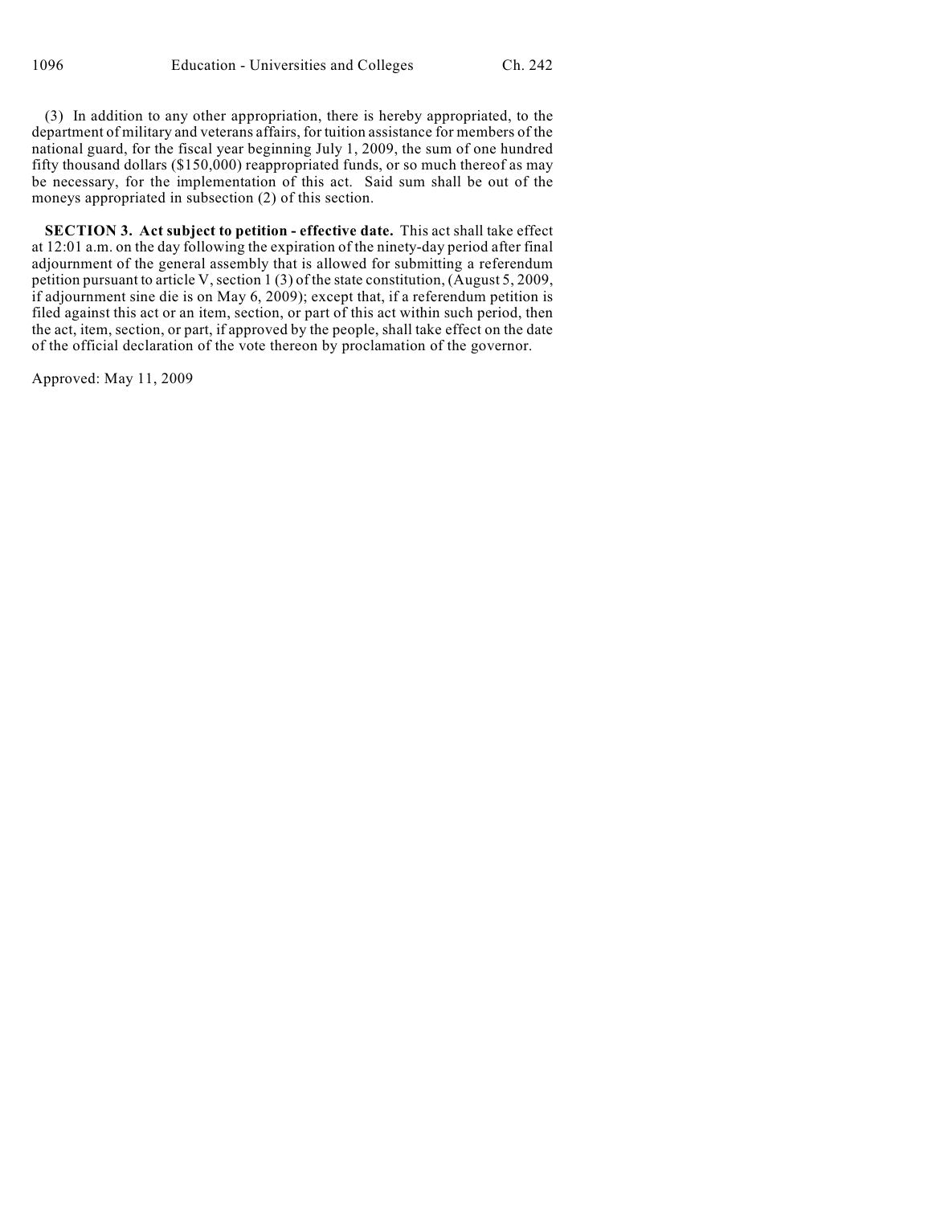(3) In addition to any other appropriation, there is hereby appropriated, to the department of military and veterans affairs, for tuition assistance for members of the national guard, for the fiscal year beginning July 1, 2009, the sum of one hundred fifty thousand dollars ($150,000) reappropriated funds, or so much thereof as may be necessary, for the implementation of this act. Said sum shall be out of the moneys appropriated in subsection (2) of this section.

**SECTION 3. Act subject to petition - effective date.** This act shall take effect at 12:01 a.m. on the day following the expiration of the ninety-day period after final adjournment of the general assembly that is allowed for submitting a referendum petition pursuant to article V, section 1 (3) of the state constitution, (August 5, 2009, if adjournment sine die is on May 6, 2009); except that, if a referendum petition is filed against this act or an item, section, or part of this act within such period, then the act, item, section, or part, if approved by the people, shall take effect on the date of the official declaration of the vote thereon by proclamation of the governor.

Approved: May 11, 2009